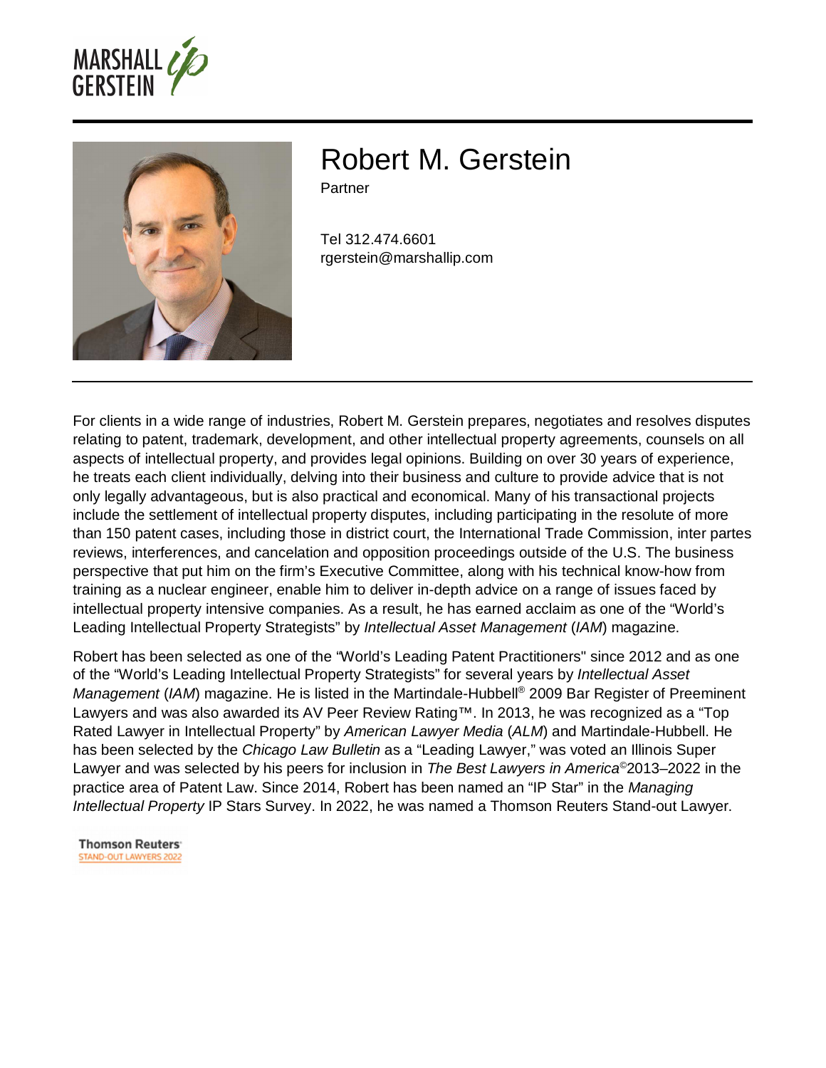MARSHALL GERSTEIN

# Robert M. Gerstein

Partner

Tel 312.474.6601
rgerstein@marshallip.com

For clients in a wide range of industries, Robert M. Gerstein prepares, negotiates and resolves disputes relating to patent, trademark, development, and other intellectual property agreements, counsels on all aspects of intellectual property, and provides legal opinions. Building on over 30 years of experience, he treats each client individually, delving into their business and culture to provide advice that is not only legally advantageous, but is also practical and economical. Many of his transactional projects include the settlement of intellectual property disputes, including participating in the resolute of more than 150 patent cases, including those in district court, the International Trade Commission, inter partes reviews, interferences, and cancelation and opposition proceedings outside of the U.S. The business perspective that put him on the firm's Executive Committee, along with his technical know-how from training as a nuclear engineer, enable him to deliver in-depth advice on a range of issues faced by intellectual property intensive companies. As a result, he has earned acclaim as one of the "World's Leading Intellectual Property Strategists" by *Intellectual Asset Management* (*IAM*) magazine.

Robert has been selected as one of the "World's Leading Patent Practitioners" since 2012 and as one of the "World's Leading Intellectual Property Strategists" for several years by *Intellectual Asset Management* (*IAM*) magazine. He is listed in the Martindale-Hubbell® 2009 Bar Register of Preeminent Lawyers and was also awarded its AV Peer Review Rating™. In 2013, he was recognized as a "Top Rated Lawyer in Intellectual Property" by *American Lawyer Media* (*ALM*) and Martindale-Hubbell. He has been selected by the *Chicago Law Bulletin* as a "Leading Lawyer," was voted an Illinois Super Lawyer and was selected by his peers for inclusion in *The Best Lawyers in America*© 2013–2022 in the practice area of Patent Law. Since 2014, Robert has been named an "IP Star" in the *Managing Intellectual Property* IP Stars Survey. In 2022, he was named a Thomson Reuters Stand-out Lawyer.

Thomson Reuters
STAND-OUT LAWYERS 2022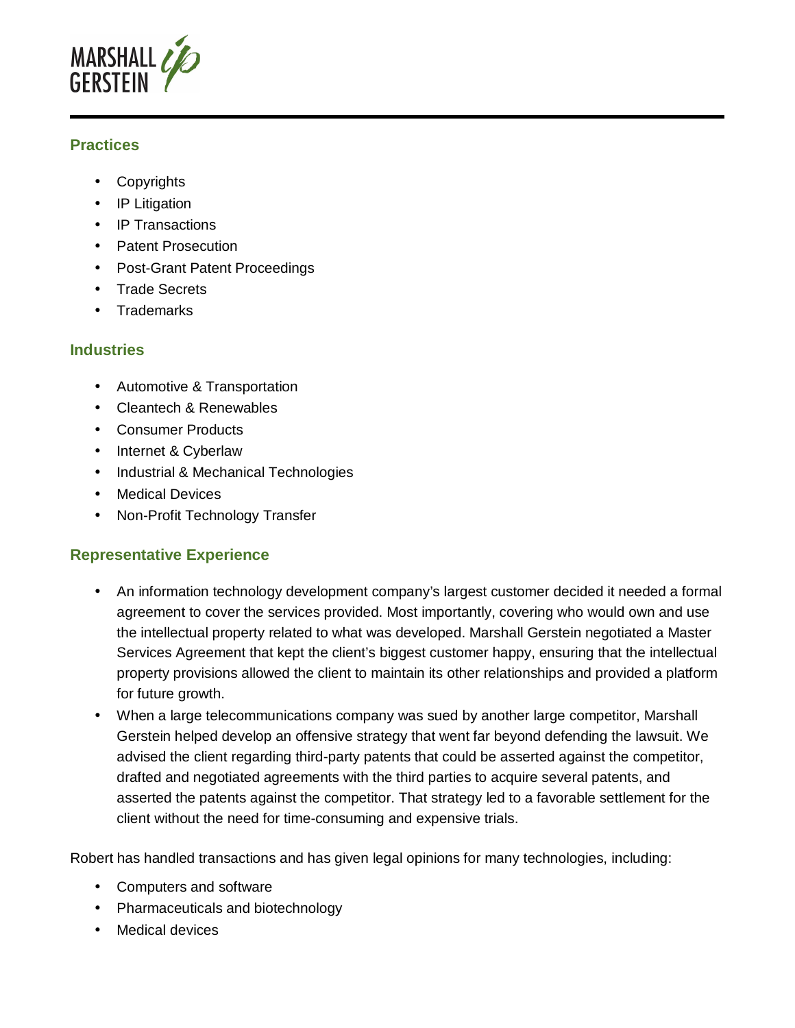## Practices

- Copyrights
- IP Litigation
- IP Transactions
- Patent Prosecution
- Post-Grant Patent Proceedings
- Trade Secrets
- Trademarks

## Industries

- Automotive & Transportation
- Cleantech & Renewables
- Consumer Products
- Internet & Cyberlaw
- Industrial & Mechanical Technologies
- Medical Devices
- Non-Profit Technology Transfer

## Representative Experience

- An information technology development company's largest customer decided it needed a formal agreement to cover the services provided. Most importantly, covering who would own and use the intellectual property related to what was developed. Marshall Gerstein negotiated a Master Services Agreement that kept the client's biggest customer happy, ensuring that the intellectual property provisions allowed the client to maintain its other relationships and provided a platform for future growth.
- When a large telecommunications company was sued by another large competitor, Marshall Gerstein helped develop an offensive strategy that went far beyond defending the lawsuit. We advised the client regarding third-party patents that could be asserted against the competitor, drafted and negotiated agreements with the third parties to acquire several patents, and asserted the patents against the competitor. That strategy led to a favorable settlement for the client without the need for time-consuming and expensive trials.

Robert has handled transactions and has given legal opinions for many technologies, including:

- Computers and software
- Pharmaceuticals and biotechnology
- Medical devices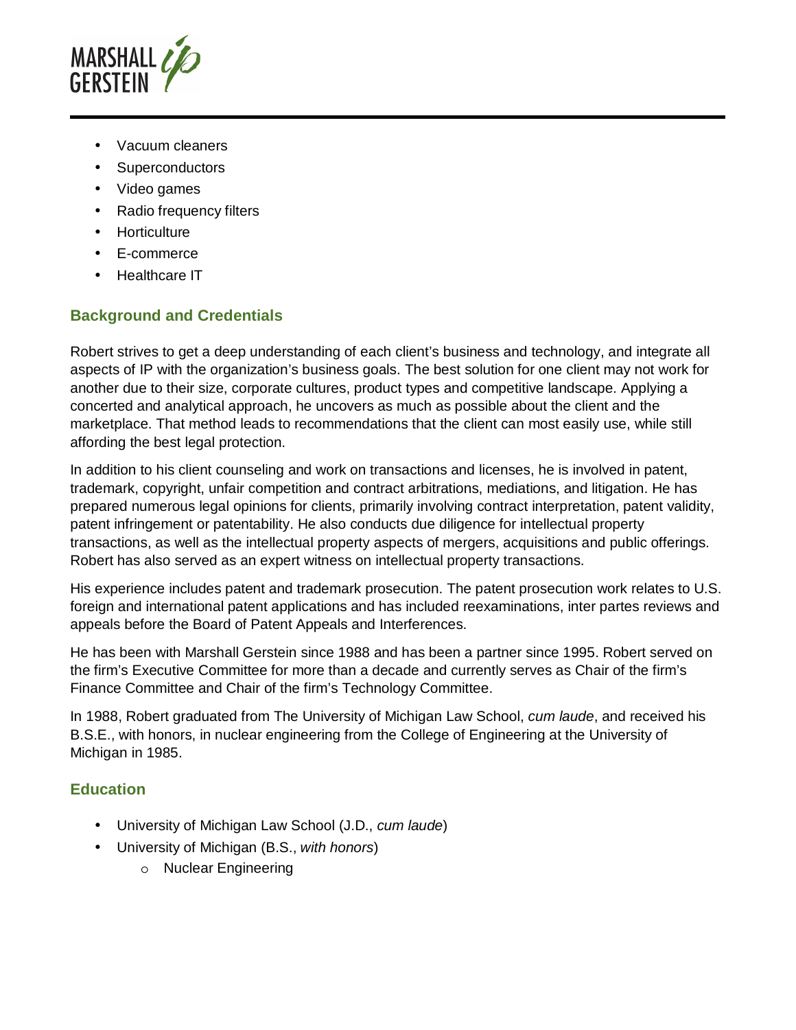- Vacuum cleaners
- Superconductors
- Video games
- Radio frequency filters
- Horticulture
- E-commerce
- Healthcare IT

## Background and Credentials

Robert strives to get a deep understanding of each client's business and technology, and integrate all aspects of IP with the organization's business goals. The best solution for one client may not work for another due to their size, corporate cultures, product types and competitive landscape. Applying a concerted and analytical approach, he uncovers as much as possible about the client and the marketplace. That method leads to recommendations that the client can most easily use, while still affording the best legal protection.

In addition to his client counseling and work on transactions and licenses, he is involved in patent, trademark, copyright, unfair competition and contract arbitrations, mediations, and litigation. He has prepared numerous legal opinions for clients, primarily involving contract interpretation, patent validity, patent infringement or patentability. He also conducts due diligence for intellectual property transactions, as well as the intellectual property aspects of mergers, acquisitions and public offerings. Robert has also served as an expert witness on intellectual property transactions.

His experience includes patent and trademark prosecution. The patent prosecution work relates to U.S. foreign and international patent applications and has included reexaminations, inter partes reviews and appeals before the Board of Patent Appeals and Interferences.

He has been with Marshall Gerstein since 1988 and has been a partner since 1995. Robert served on the firm's Executive Committee for more than a decade and currently serves as Chair of the firm's Finance Committee and Chair of the firm's Technology Committee.

In 1988, Robert graduated from The University of Michigan Law School, *cum laude*, and received his B.S.E., with honors, in nuclear engineering from the College of Engineering at the University of Michigan in 1985.

## Education

- University of Michigan Law School (J.D., *cum laude*)
- University of Michigan (B.S., *with honors*)
  - Nuclear Engineering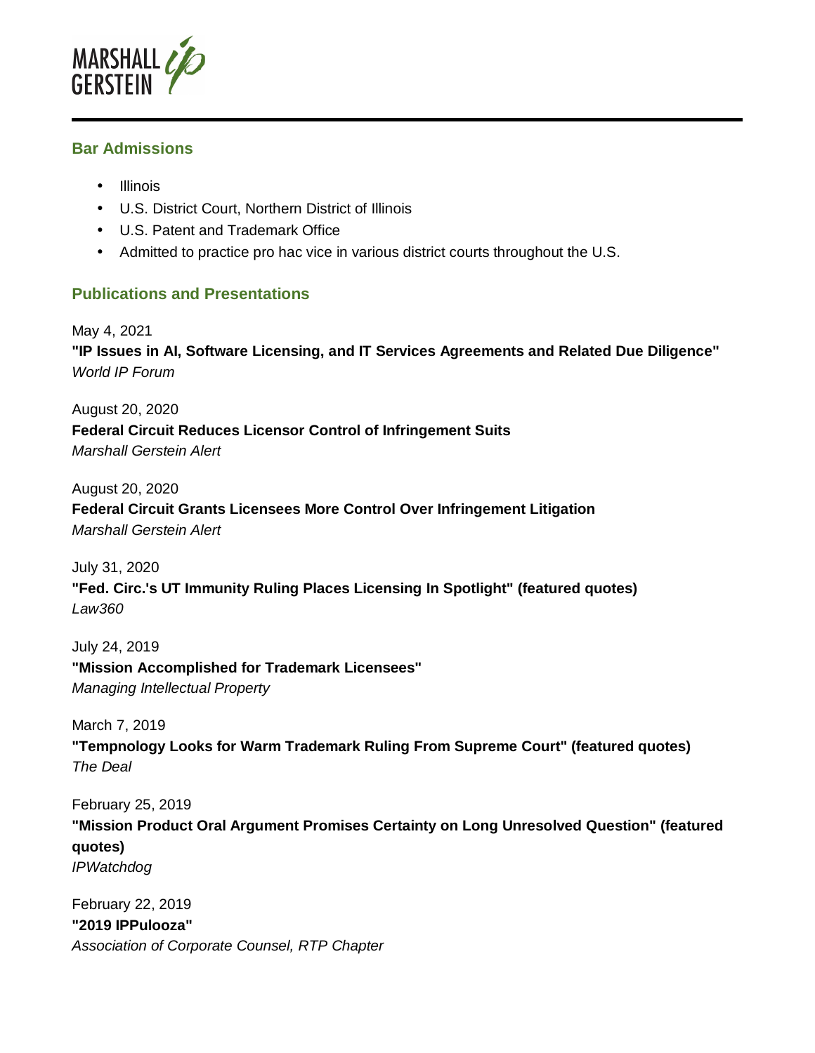## Bar Admissions

- Illinois
- U.S. District Court, Northern District of Illinois
- U.S. Patent and Trademark Office
- Admitted to practice pro hac vice in various district courts throughout the U.S.

## Publications and Presentations

May 4, 2021
**"IP Issues in AI, Software Licensing, and IT Services Agreements and Related Due Diligence"**
*World IP Forum*

August 20, 2020
**Federal Circuit Reduces Licensor Control of Infringement Suits**
*Marshall Gerstein Alert*

August 20, 2020
**Federal Circuit Grants Licensees More Control Over Infringement Litigation**
*Marshall Gerstein Alert*

July 31, 2020
**"Fed. Circ.'s UT Immunity Ruling Places Licensing In Spotlight" (featured quotes)**
*Law360*

July 24, 2019
**"Mission Accomplished for Trademark Licensees"**
*Managing Intellectual Property*

March 7, 2019
**"Tempnology Looks for Warm Trademark Ruling From Supreme Court" (featured quotes)**
*The Deal*

February 25, 2019
**"Mission Product Oral Argument Promises Certainty on Long Unresolved Question" (featured quotes)**
*IPWatchdog*

February 22, 2019
**"2019 IPPulooza"**
*Association of Corporate Counsel, RTP Chapter*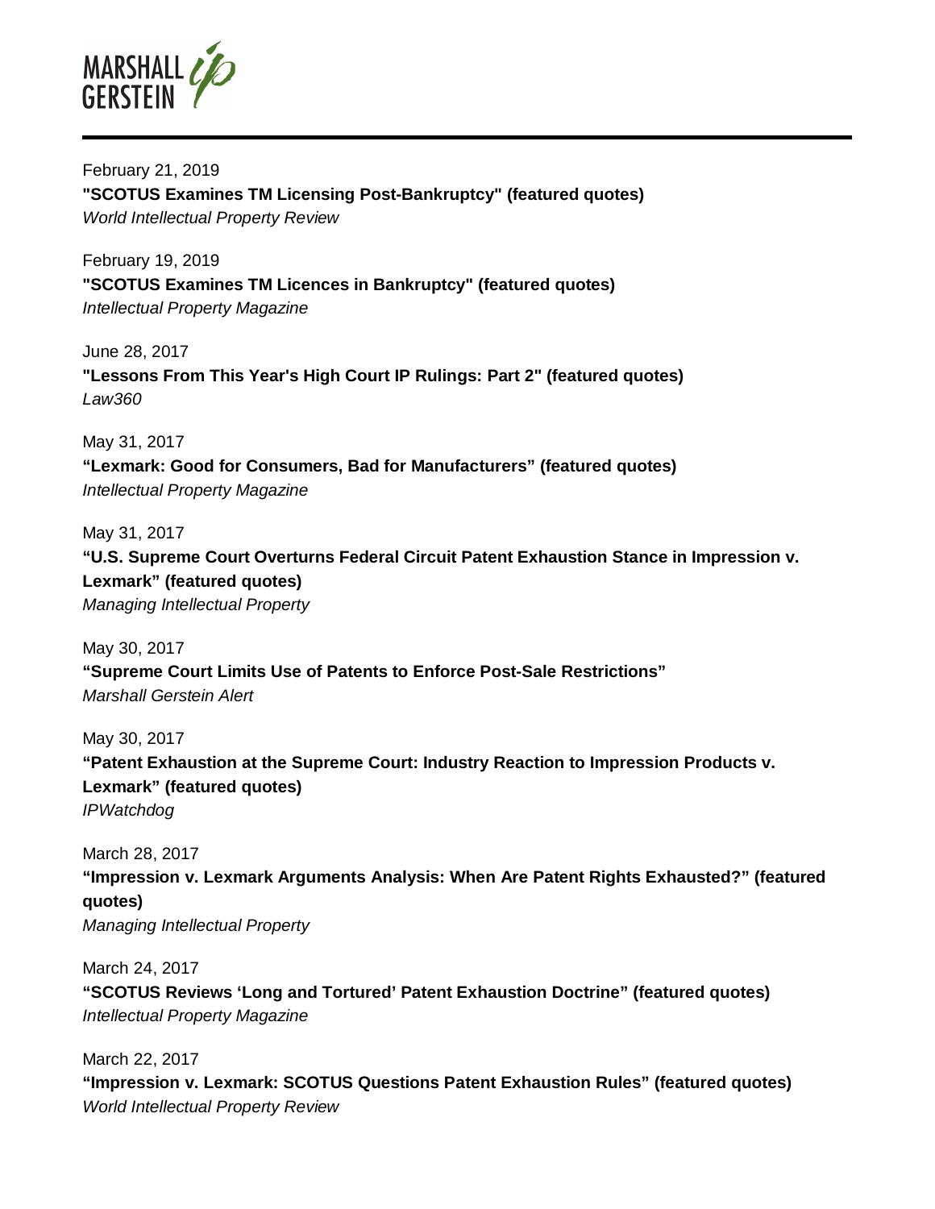February 21, 2019
**"SCOTUS Examines TM Licensing Post-Bankruptcy" (featured quotes)**
*World Intellectual Property Review*

February 19, 2019
**"SCOTUS Examines TM Licences in Bankruptcy" (featured quotes)**
*Intellectual Property Magazine*

June 28, 2017
**"Lessons From This Year's High Court IP Rulings: Part 2" (featured quotes)**
*Law360*

May 31, 2017
**"Lexmark: Good for Consumers, Bad for Manufacturers" (featured quotes)**
*Intellectual Property Magazine*

May 31, 2017
**"U.S. Supreme Court Overturns Federal Circuit Patent Exhaustion Stance in Impression v. Lexmark" (featured quotes)**
*Managing Intellectual Property*

May 30, 2017
**"Supreme Court Limits Use of Patents to Enforce Post-Sale Restrictions"**
*Marshall Gerstein Alert*

May 30, 2017
**"Patent Exhaustion at the Supreme Court: Industry Reaction to Impression Products v. Lexmark" (featured quotes)**
*IPWatchdog*

March 28, 2017
**"Impression v. Lexmark Arguments Analysis: When Are Patent Rights Exhausted?" (featured quotes)**
*Managing Intellectual Property*

March 24, 2017
**"SCOTUS Reviews 'Long and Tortured' Patent Exhaustion Doctrine" (featured quotes)**
*Intellectual Property Magazine*

March 22, 2017
**"Impression v. Lexmark: SCOTUS Questions Patent Exhaustion Rules" (featured quotes)**
*World Intellectual Property Review*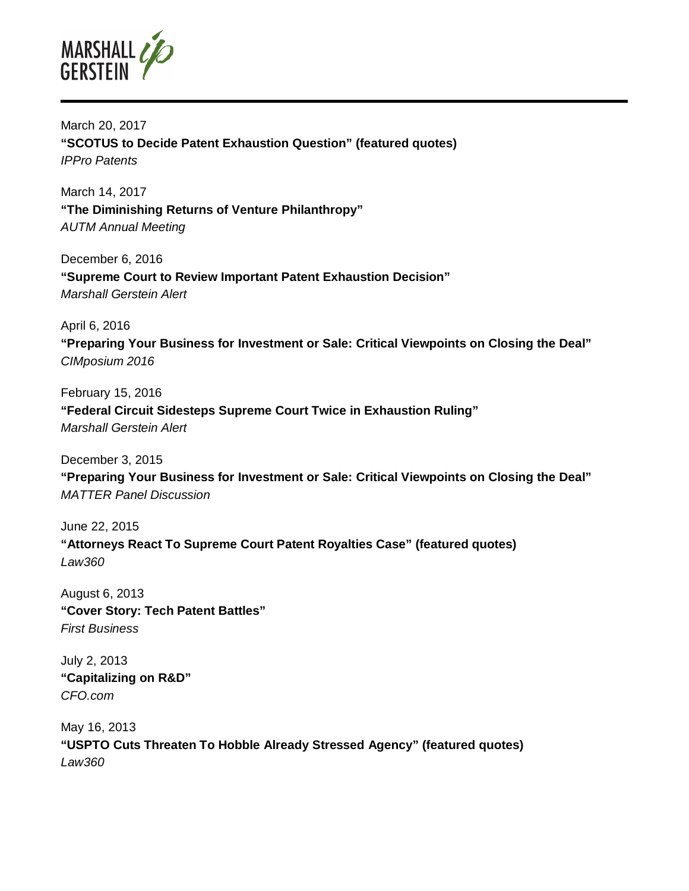March 20, 2017
**"SCOTUS to Decide Patent Exhaustion Question" (featured quotes)**
*IPPro Patents*

March 14, 2017
**"The Diminishing Returns of Venture Philanthropy"**
*AUTM Annual Meeting*

December 6, 2016
**"Supreme Court to Review Important Patent Exhaustion Decision"**
*Marshall Gerstein Alert*

April 6, 2016
**"Preparing Your Business for Investment or Sale: Critical Viewpoints on Closing the Deal"**
*CIMposium 2016*

February 15, 2016
**"Federal Circuit Sidesteps Supreme Court Twice in Exhaustion Ruling"**
*Marshall Gerstein Alert*

December 3, 2015
**"Preparing Your Business for Investment or Sale: Critical Viewpoints on Closing the Deal"**
*MATTER Panel Discussion*

June 22, 2015
**"Attorneys React To Supreme Court Patent Royalties Case" (featured quotes)**
*Law360*

August 6, 2013
**"Cover Story: Tech Patent Battles"**
*First Business*

July 2, 2013
**"Capitalizing on R&D"**
*CFO.com*

May 16, 2013
**"USPTO Cuts Threaten To Hobble Already Stressed Agency" (featured quotes)**
*Law360*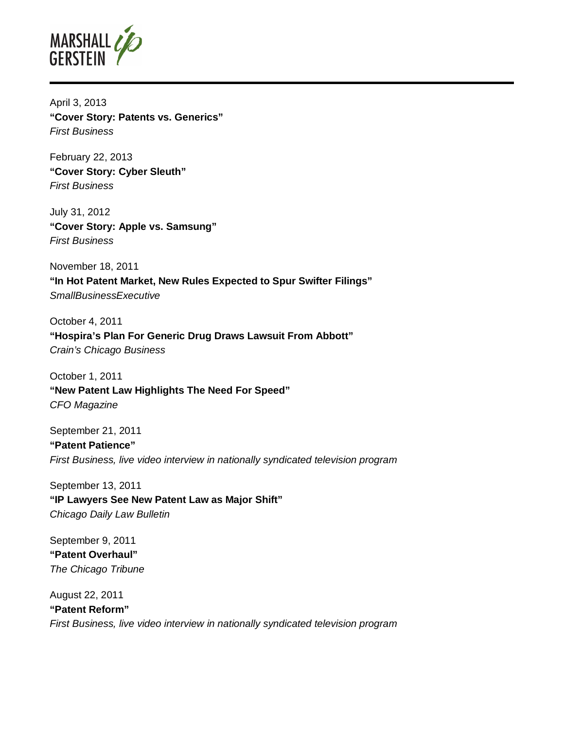April 3, 2013
**"Cover Story: Patents vs. Generics"**
*First Business*

February 22, 2013
**"Cover Story: Cyber Sleuth"**
*First Business*

July 31, 2012
**"Cover Story: Apple vs. Samsung"**
*First Business*

November 18, 2011
**"In Hot Patent Market, New Rules Expected to Spur Swifter Filings"**
*SmallBusinessExecutive*

October 4, 2011
**"Hospira's Plan For Generic Drug Draws Lawsuit From Abbott"**
*Crain's Chicago Business*

October 1, 2011
**"New Patent Law Highlights The Need For Speed"**
*CFO Magazine*

September 21, 2011
**"Patent Patience"**
*First Business, live video interview in nationally syndicated television program*

September 13, 2011
**"IP Lawyers See New Patent Law as Major Shift"**
*Chicago Daily Law Bulletin*

September 9, 2011
**"Patent Overhaul"**
*The Chicago Tribune*

August 22, 2011
**"Patent Reform"**
*First Business, live video interview in nationally syndicated television program*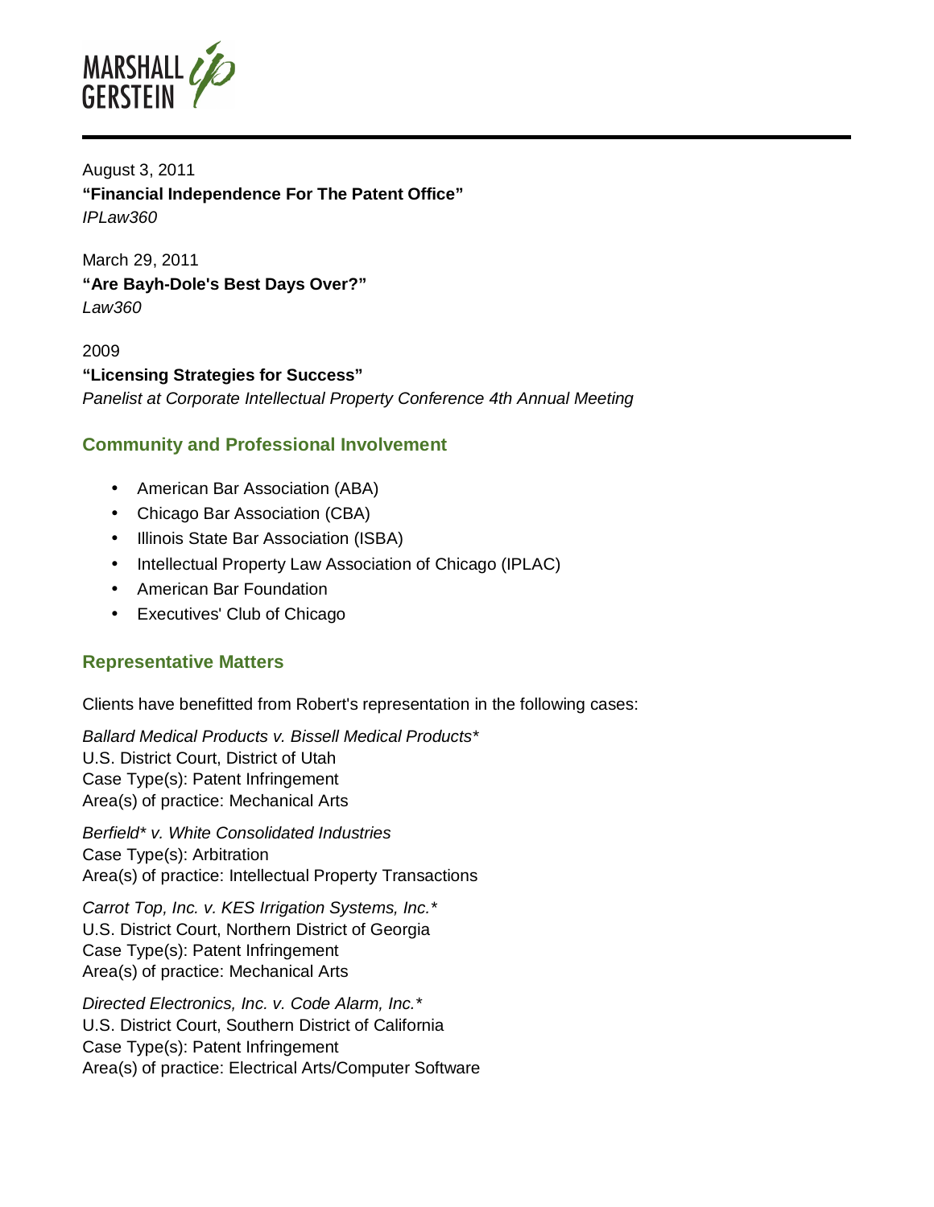August 3, 2011
**"Financial Independence For The Patent Office"**
*IPLaw360*

March 29, 2011
**"Are Bayh-Dole's Best Days Over?"**
*Law360*

2009
**"Licensing Strategies for Success"**
*Panelist at Corporate Intellectual Property Conference 4th Annual Meeting*

## Community and Professional Involvement

- American Bar Association (ABA)
- Chicago Bar Association (CBA)
- Illinois State Bar Association (ISBA)
- Intellectual Property Law Association of Chicago (IPLAC)
- American Bar Foundation
- Executives' Club of Chicago

## Representative Matters

Clients have benefitted from Robert's representation in the following cases:

*Ballard Medical Products v. Bissell Medical Products**
U.S. District Court, District of Utah
Case Type(s): Patent Infringement
Area(s) of practice: Mechanical Arts

*Berfield* v. White Consolidated Industries*
Case Type(s): Arbitration
Area(s) of practice: Intellectual Property Transactions

*Carrot Top, Inc. v. KES Irrigation Systems, Inc.**
U.S. District Court, Northern District of Georgia
Case Type(s): Patent Infringement
Area(s) of practice: Mechanical Arts

*Directed Electronics, Inc. v. Code Alarm, Inc.**
U.S. District Court, Southern District of California
Case Type(s): Patent Infringement
Area(s) of practice: Electrical Arts/Computer Software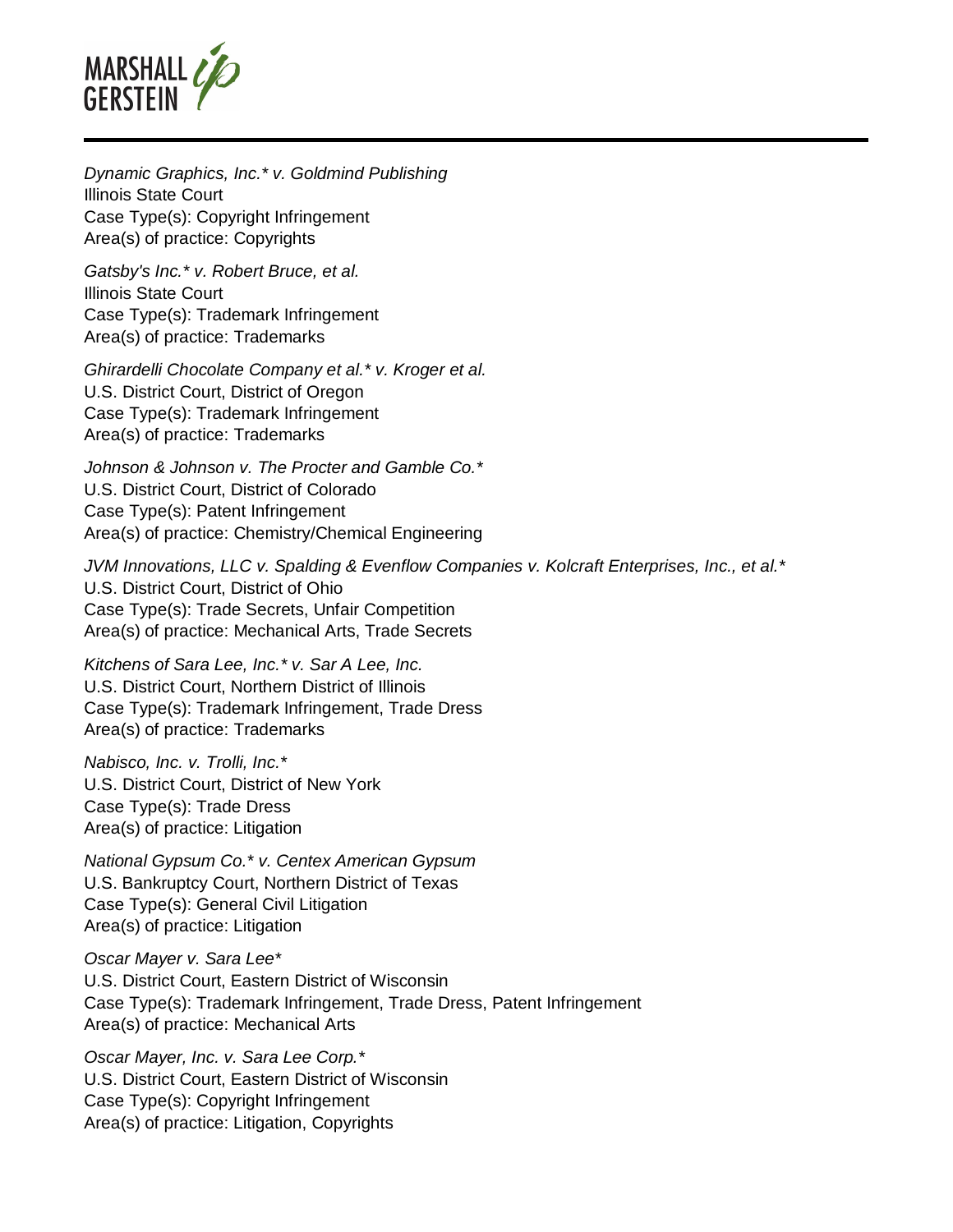*Dynamic Graphics, Inc.* v. Goldmind Publishing*
Illinois State Court
Case Type(s): Copyright Infringement
Area(s) of practice: Copyrights

*Gatsby's Inc.* v. Robert Bruce, et al.*
Illinois State Court
Case Type(s): Trademark Infringement
Area(s) of practice: Trademarks

*Ghirardelli Chocolate Company et al.* v. Kroger et al.*
U.S. District Court, District of Oregon
Case Type(s): Trademark Infringement
Area(s) of practice: Trademarks

*Johnson & Johnson v. The Procter and Gamble Co.**
U.S. District Court, District of Colorado
Case Type(s): Patent Infringement
Area(s) of practice: Chemistry/Chemical Engineering

*JVM Innovations, LLC v. Spalding & Evenflow Companies v. Kolcraft Enterprises, Inc., et al.**
U.S. District Court, District of Ohio
Case Type(s): Trade Secrets, Unfair Competition
Area(s) of practice: Mechanical Arts, Trade Secrets

*Kitchens of Sara Lee, Inc.* v. Sar A Lee, Inc.*
U.S. District Court, Northern District of Illinois
Case Type(s): Trademark Infringement, Trade Dress
Area(s) of practice: Trademarks

*Nabisco, Inc. v. Trolli, Inc.**
U.S. District Court, District of New York
Case Type(s): Trade Dress
Area(s) of practice: Litigation

*National Gypsum Co.* v. Centex American Gypsum*
U.S. Bankruptcy Court, Northern District of Texas
Case Type(s): General Civil Litigation
Area(s) of practice: Litigation

*Oscar Mayer v. Sara Lee**
U.S. District Court, Eastern District of Wisconsin
Case Type(s): Trademark Infringement, Trade Dress, Patent Infringement
Area(s) of practice: Mechanical Arts

*Oscar Mayer, Inc. v. Sara Lee Corp.**
U.S. District Court, Eastern District of Wisconsin
Case Type(s): Copyright Infringement
Area(s) of practice: Litigation, Copyrights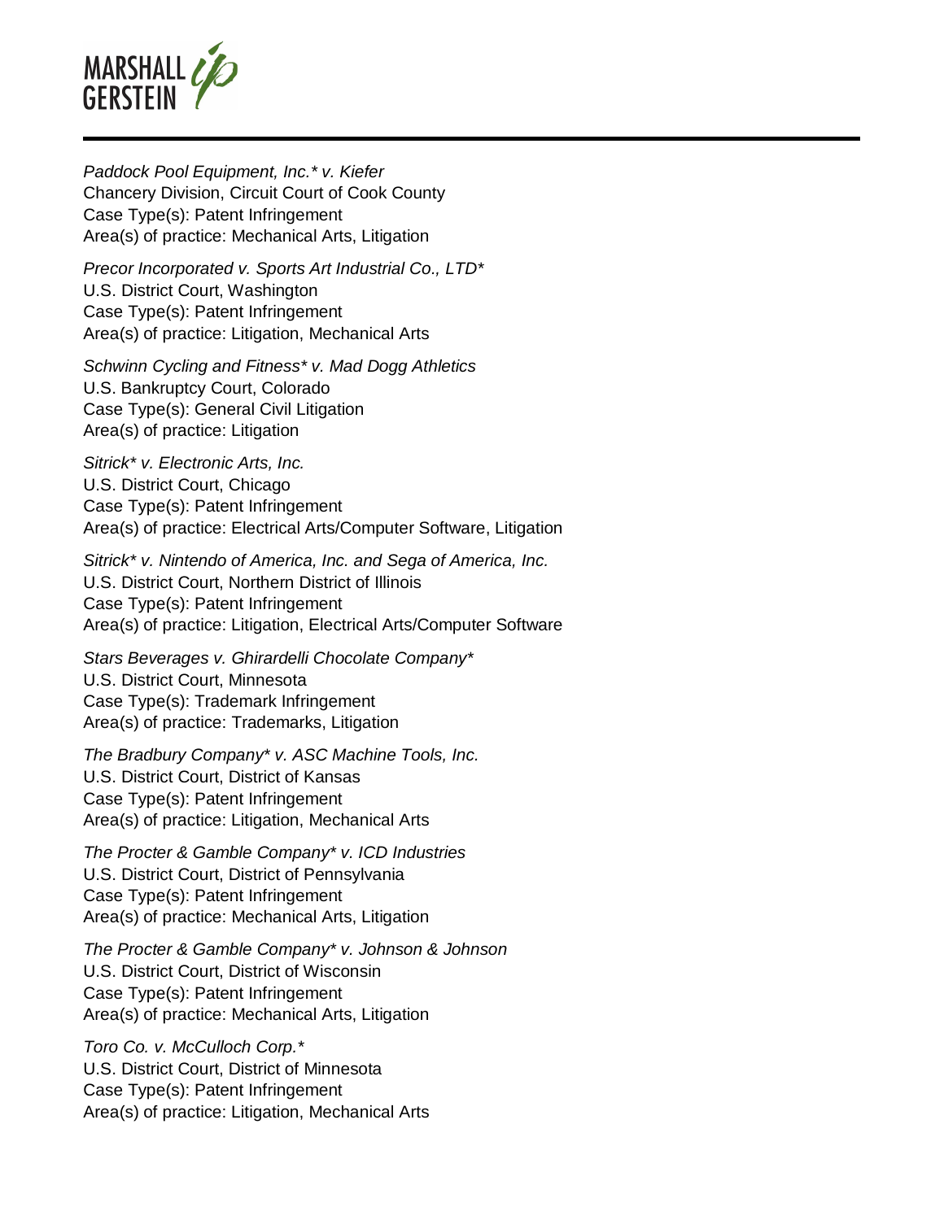*Paddock Pool Equipment, Inc.* v. Kiefer*
Chancery Division, Circuit Court of Cook County
Case Type(s): Patent Infringement
Area(s) of practice: Mechanical Arts, Litigation

*Precor Incorporated v. Sports Art Industrial Co., LTD**
U.S. District Court, Washington
Case Type(s): Patent Infringement
Area(s) of practice: Litigation, Mechanical Arts

*Schwinn Cycling and Fitness* v. Mad Dogg Athletics*
U.S. Bankruptcy Court, Colorado
Case Type(s): General Civil Litigation
Area(s) of practice: Litigation

*Sitrick* v. Electronic Arts, Inc.*
U.S. District Court, Chicago
Case Type(s): Patent Infringement
Area(s) of practice: Electrical Arts/Computer Software, Litigation

*Sitrick* v. Nintendo of America, Inc. and Sega of America, Inc.*
U.S. District Court, Northern District of Illinois
Case Type(s): Patent Infringement
Area(s) of practice: Litigation, Electrical Arts/Computer Software

*Stars Beverages v. Ghirardelli Chocolate Company**
U.S. District Court, Minnesota
Case Type(s): Trademark Infringement
Area(s) of practice: Trademarks, Litigation

*The Bradbury Company* v. ASC Machine Tools, Inc.*
U.S. District Court, District of Kansas
Case Type(s): Patent Infringement
Area(s) of practice: Litigation, Mechanical Arts

*The Procter & Gamble Company* v. ICD Industries*
U.S. District Court, District of Pennsylvania
Case Type(s): Patent Infringement
Area(s) of practice: Mechanical Arts, Litigation

*The Procter & Gamble Company* v. Johnson & Johnson*
U.S. District Court, District of Wisconsin
Case Type(s): Patent Infringement
Area(s) of practice: Mechanical Arts, Litigation

*Toro Co. v. McCulloch Corp.**
U.S. District Court, District of Minnesota
Case Type(s): Patent Infringement
Area(s) of practice: Litigation, Mechanical Arts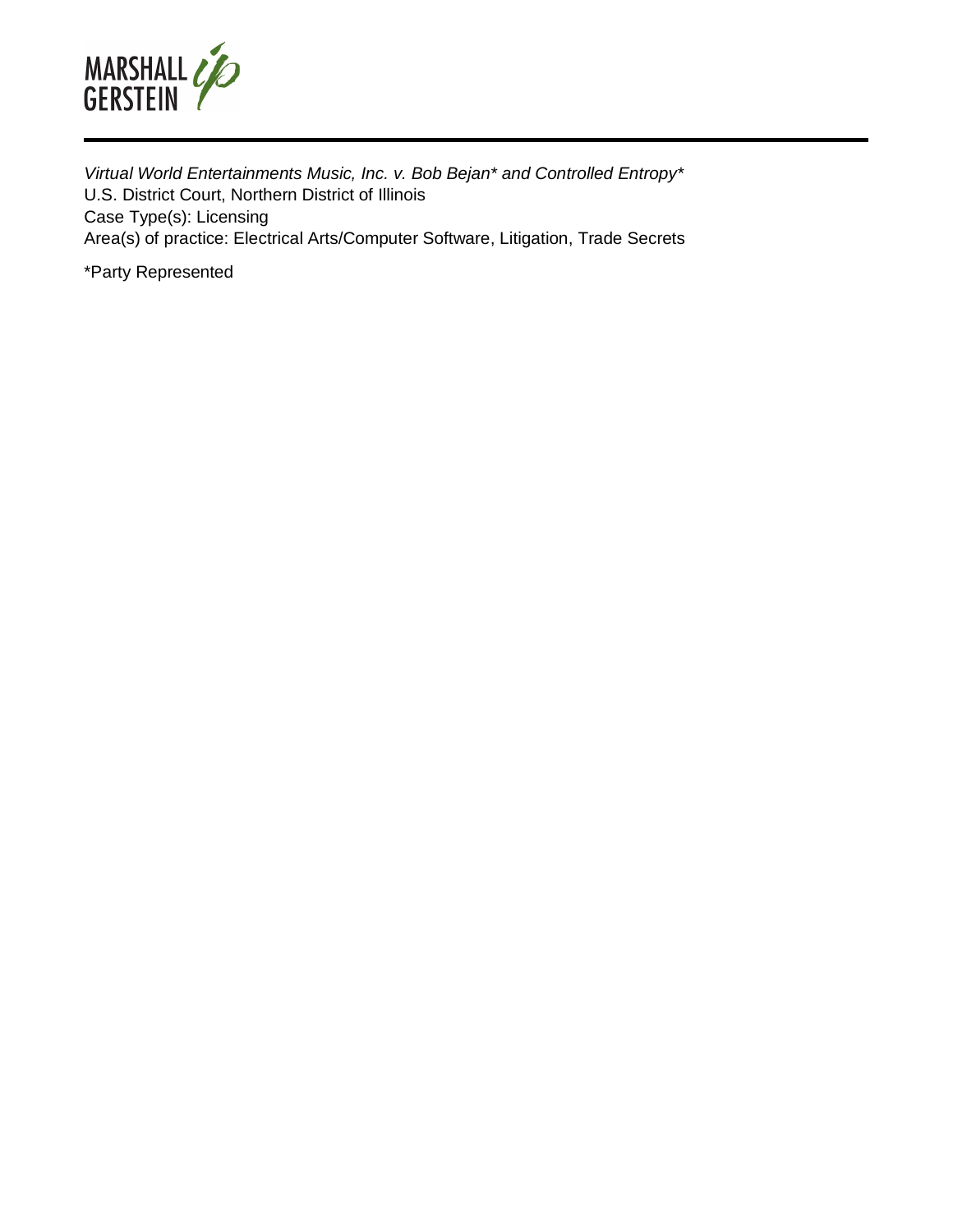*Virtual World Entertainments Music, Inc. v. Bob Bejan* and Controlled Entropy**
U.S. District Court, Northern District of Illinois
Case Type(s): Licensing
Area(s) of practice: Electrical Arts/Computer Software, Litigation, Trade Secrets

*Party Represented